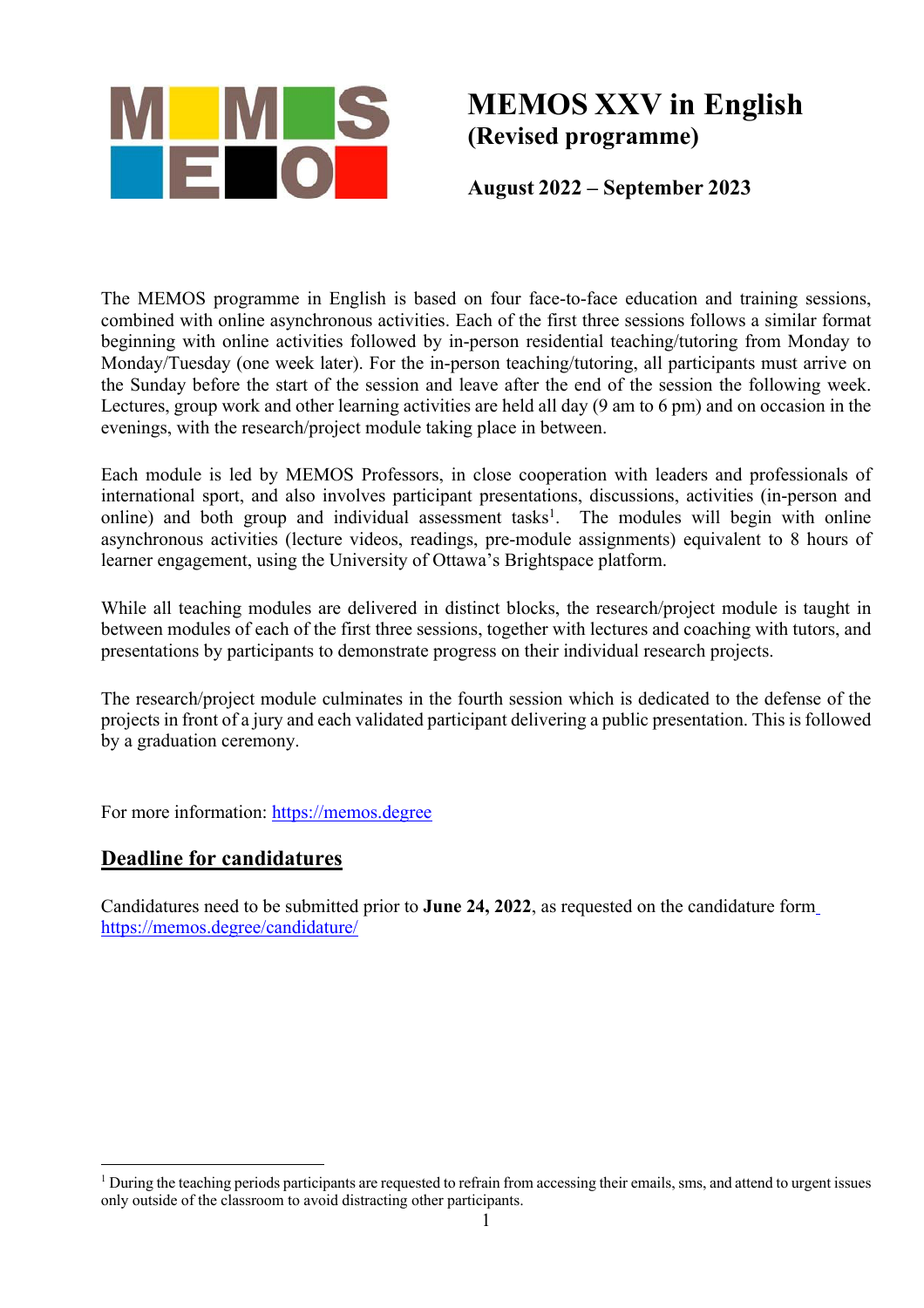# MEMOS XXV in English
## (Revised programme)

**August 2022 – September 2023**

The MEMOS programme in English is based on four face-to-face education and training sessions, combined with online asynchronous activities. Each of the first three sessions follows a similar format beginning with online activities followed by in-person residential teaching/tutoring from Monday to Monday/Tuesday (one week later). For the in-person teaching/tutoring, all participants must arrive on the Sunday before the start of the session and leave after the end of the session the following week. Lectures, group work and other learning activities are held all day (9 am to 6 pm) and on occasion in the evenings, with the research/project module taking place in between.

Each module is led by MEMOS Professors, in close cooperation with leaders and professionals of international sport, and also involves participant presentations, discussions, activities (in-person and online) and both group and individual assessment tasks[1]. The modules will begin with online asynchronous activities (lecture videos, readings, pre-module assignments) equivalent to 8 hours of learner engagement, using the University of Ottawa's Brightspace platform.

While all teaching modules are delivered in distinct blocks, the research/project module is taught in between modules of each of the first three sessions, together with lectures and coaching with tutors, and presentations by participants to demonstrate progress on their individual research projects.

The research/project module culminates in the fourth session which is dedicated to the defense of the projects in front of a jury and each validated participant delivering a public presentation. This is followed by a graduation ceremony.

For more information: https://memos.degree

## Deadline for candidatures

Candidatures need to be submitted prior to **June 24, 2022**, as requested on the candidature form https://memos.degree/candidature/

[1] During the teaching periods participants are requested to refrain from accessing their emails, sms, and attend to urgent issues only outside of the classroom to avoid distracting other participants.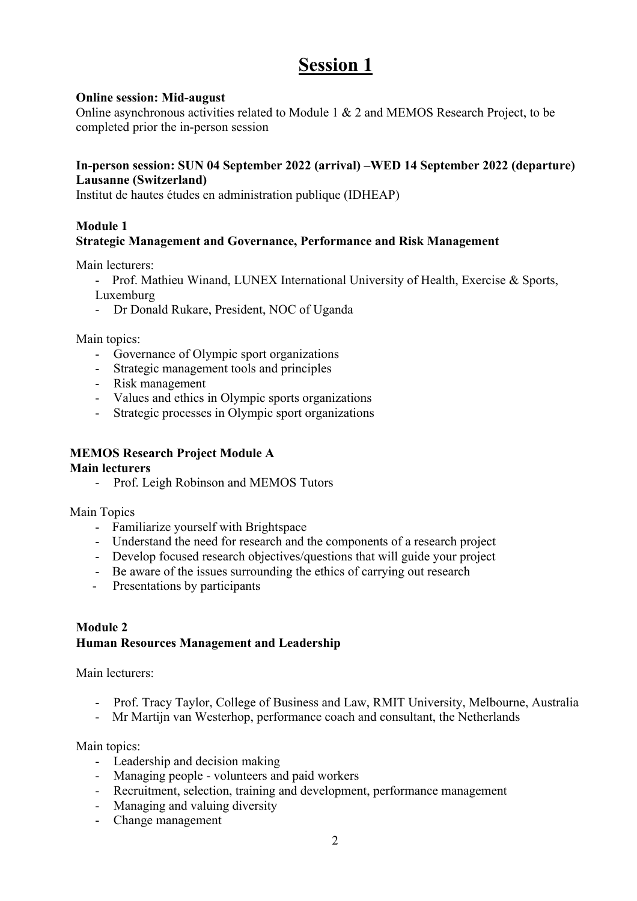# Session 1

**Online session: Mid-august**

Online asynchronous activities related to Module 1 & 2 and MEMOS Research Project, to be completed prior the in-person session

**In-person session: SUN 04 September 2022 (arrival) –WED 14 September 2022 (departure)**
**Lausanne (Switzerland)**

Institut de hautes études en administration publique (IDHEAP)

**Module 1**
**Strategic Management and Governance, Performance and Risk Management**

Main lecturers:

- Prof. Mathieu Winand, LUNEX International University of Health, Exercise & Sports, Luxemburg
- Dr Donald Rukare, President, NOC of Uganda

Main topics:

- Governance of Olympic sport organizations
- Strategic management tools and principles
- Risk management
- Values and ethics in Olympic sports organizations
- Strategic processes in Olympic sport organizations

**MEMOS Research Project Module A**
**Main lecturers**

- Prof. Leigh Robinson and MEMOS Tutors

Main Topics

- Familiarize yourself with Brightspace
- Understand the need for research and the components of a research project
- Develop focused research objectives/questions that will guide your project
- Be aware of the issues surrounding the ethics of carrying out research
- Presentations by participants

**Module 2**
**Human Resources Management and Leadership**

Main lecturers:

- Prof. Tracy Taylor, College of Business and Law, RMIT University, Melbourne, Australia
- Mr Martijn van Westerhop, performance coach and consultant, the Netherlands

Main topics:

- Leadership and decision making
- Managing people - volunteers and paid workers
- Recruitment, selection, training and development, performance management
- Managing and valuing diversity
- Change management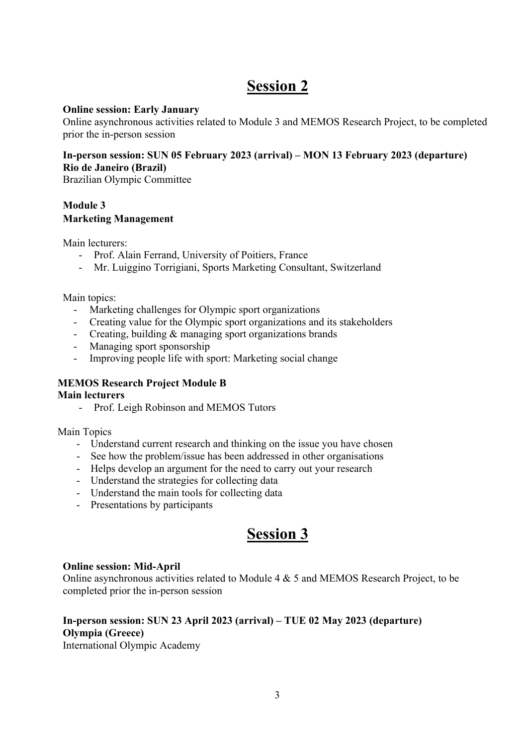# Session 2

**Online session: Early January**
Online asynchronous activities related to Module 3 and MEMOS Research Project, to be completed prior the in-person session

**In-person session: SUN 05 February 2023 (arrival) – MON 13 February 2023 (departure)**
**Rio de Janeiro (Brazil)**
Brazilian Olympic Committee

**Module 3**
**Marketing Management**

Main lecturers:
- Prof. Alain Ferrand, University of Poitiers, France
- Mr. Luiggino Torrigiani, Sports Marketing Consultant, Switzerland

Main topics:
- Marketing challenges for Olympic sport organizations
- Creating value for the Olympic sport organizations and its stakeholders
- Creating, building & managing sport organizations brands
- Managing sport sponsorship
- Improving people life with sport: Marketing social change

**MEMOS Research Project Module B**
**Main lecturers**
- Prof. Leigh Robinson and MEMOS Tutors

Main Topics
- Understand current research and thinking on the issue you have chosen
- See how the problem/issue has been addressed in other organisations
- Helps develop an argument for the need to carry out your research
- Understand the strategies for collecting data
- Understand the main tools for collecting data
- Presentations by participants

# Session 3

**Online session: Mid-April**
Online asynchronous activities related to Module 4 & 5 and MEMOS Research Project, to be completed prior the in-person session

**In-person session: SUN 23 April 2023 (arrival) – TUE 02 May 2023 (departure)**
**Olympia (Greece)**
International Olympic Academy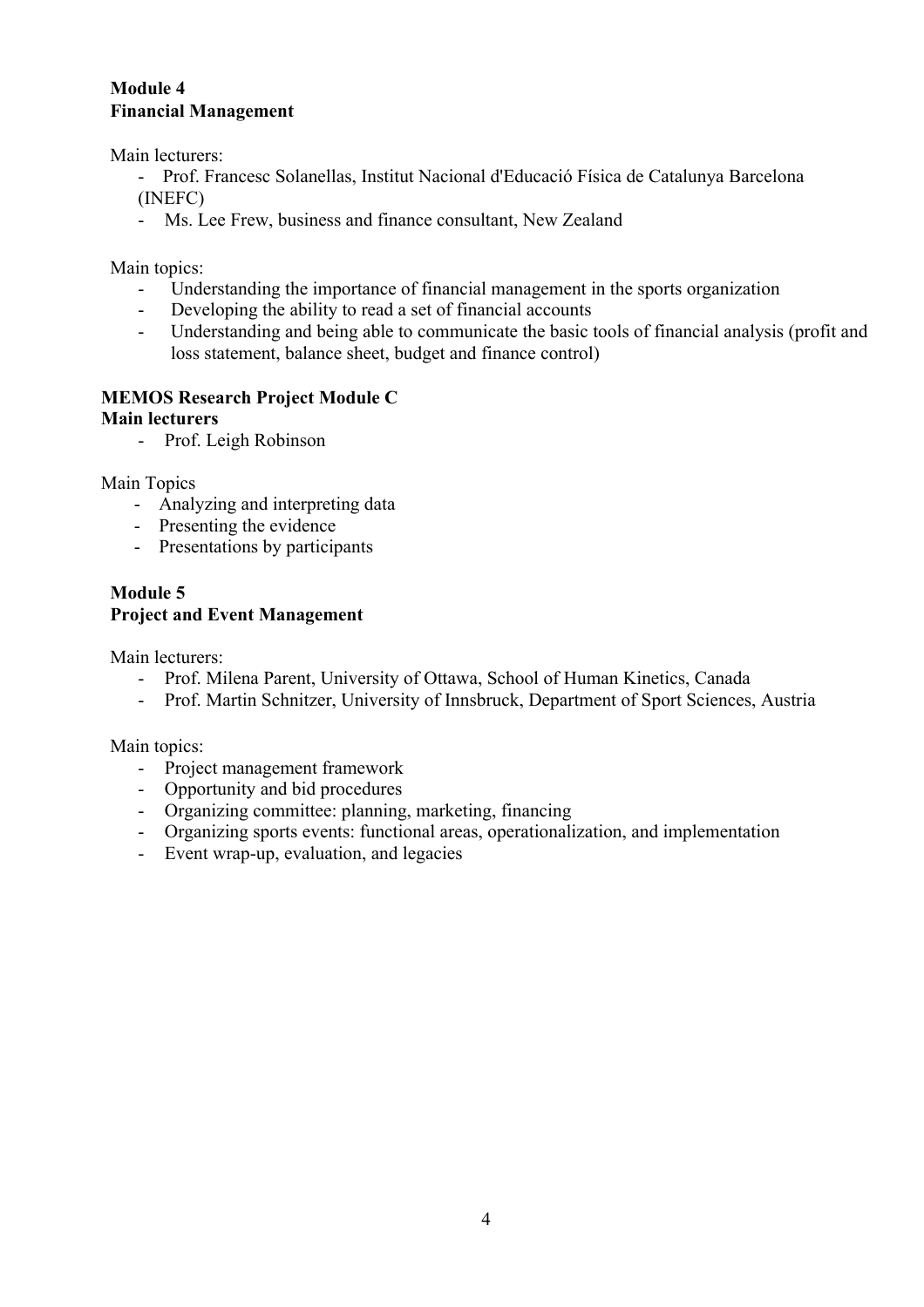**Module 4**
**Financial Management**

Main lecturers:

- Prof. Francesc Solanellas, Institut Nacional d'Educació Física de Catalunya Barcelona (INEFC)
- Ms. Lee Frew, business and finance consultant, New Zealand

Main topics:

- Understanding the importance of financial management in the sports organization
- Developing the ability to read a set of financial accounts
- Understanding and being able to communicate the basic tools of financial analysis (profit and loss statement, balance sheet, budget and finance control)

**MEMOS Research Project Module C**
**Main lecturers**

- Prof. Leigh Robinson

Main Topics

- Analyzing and interpreting data
- Presenting the evidence
- Presentations by participants

**Module 5**
**Project and Event Management**

Main lecturers:

- Prof. Milena Parent, University of Ottawa, School of Human Kinetics, Canada
- Prof. Martin Schnitzer, University of Innsbruck, Department of Sport Sciences, Austria

Main topics:

- Project management framework
- Opportunity and bid procedures
- Organizing committee: planning, marketing, financing
- Organizing sports events: functional areas, operationalization, and implementation
- Event wrap-up, evaluation, and legacies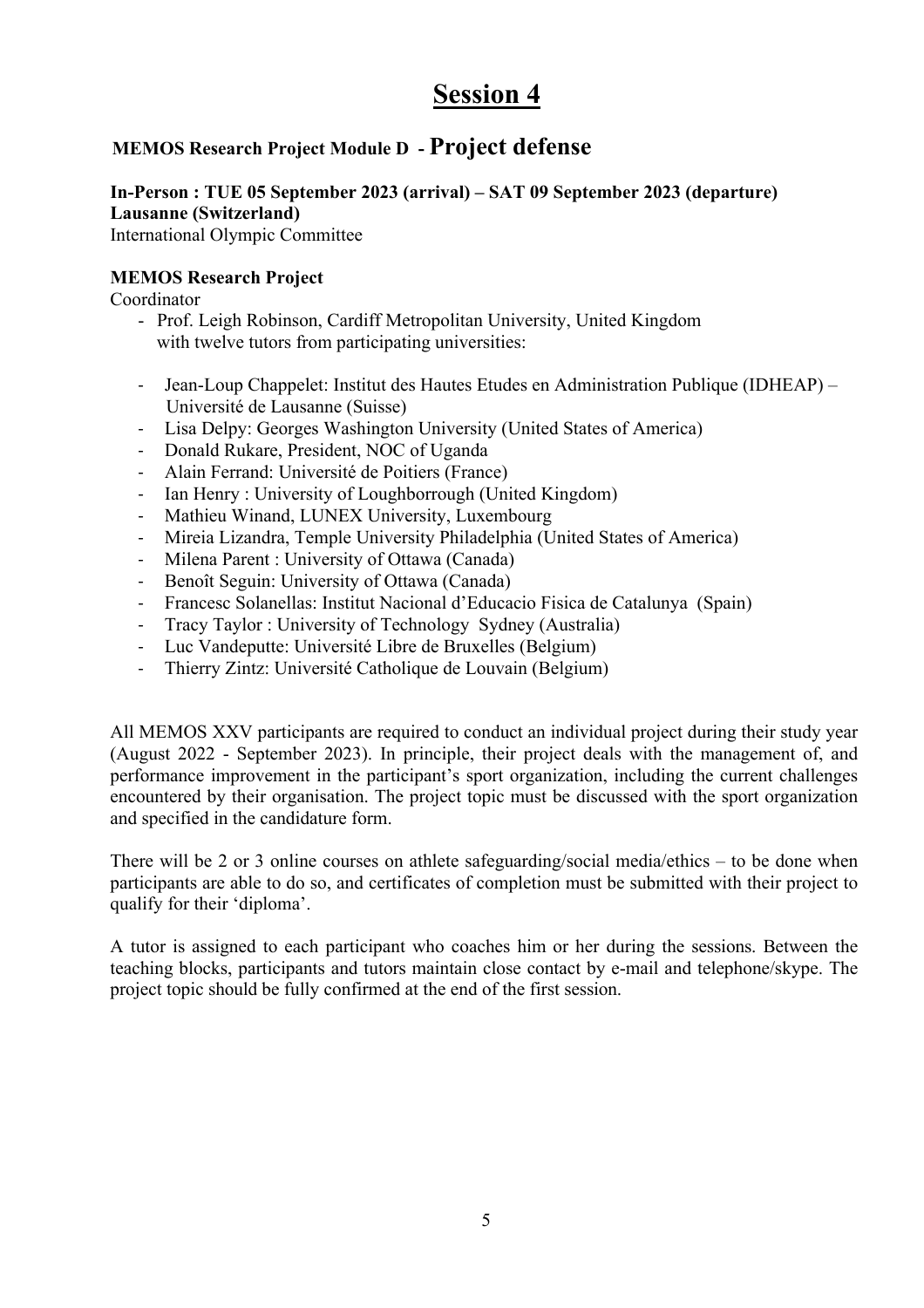# Session 4

## MEMOS Research Project Module D - Project defense

**In-Person : TUE 05 September 2023 (arrival) – SAT 09 September 2023 (departure)**
**Lausanne (Switzerland)**
International Olympic Committee

**MEMOS Research Project**
Coordinator

- Prof. Leigh Robinson, Cardiff Metropolitan University, United Kingdom
  with twelve tutors from participating universities:

- Jean-Loup Chappelet: Institut des Hautes Etudes en Administration Publique (IDHEAP) – Université de Lausanne (Suisse)
- Lisa Delpy: Georges Washington University (United States of America)
- Donald Rukare, President, NOC of Uganda
- Alain Ferrand: Université de Poitiers (France)
- Ian Henry : University of Loughborrough (United Kingdom)
- Mathieu Winand, LUNEX University, Luxembourg
- Mireia Lizandra, Temple University Philadelphia (United States of America)
- Milena Parent : University of Ottawa (Canada)
- Benoît Seguin: University of Ottawa (Canada)
- Francesc Solanellas: Institut Nacional d'Educacio Fisica de Catalunya (Spain)
- Tracy Taylor : University of Technology Sydney (Australia)
- Luc Vandeputte: Université Libre de Bruxelles (Belgium)
- Thierry Zintz: Université Catholique de Louvain (Belgium)

All MEMOS XXV participants are required to conduct an individual project during their study year (August 2022 - September 2023). In principle, their project deals with the management of, and performance improvement in the participant's sport organization, including the current challenges encountered by their organisation. The project topic must be discussed with the sport organization and specified in the candidature form.

There will be 2 or 3 online courses on athlete safeguarding/social media/ethics – to be done when participants are able to do so, and certificates of completion must be submitted with their project to qualify for their 'diploma'.

A tutor is assigned to each participant who coaches him or her during the sessions. Between the teaching blocks, participants and tutors maintain close contact by e-mail and telephone/skype. The project topic should be fully confirmed at the end of the first session.